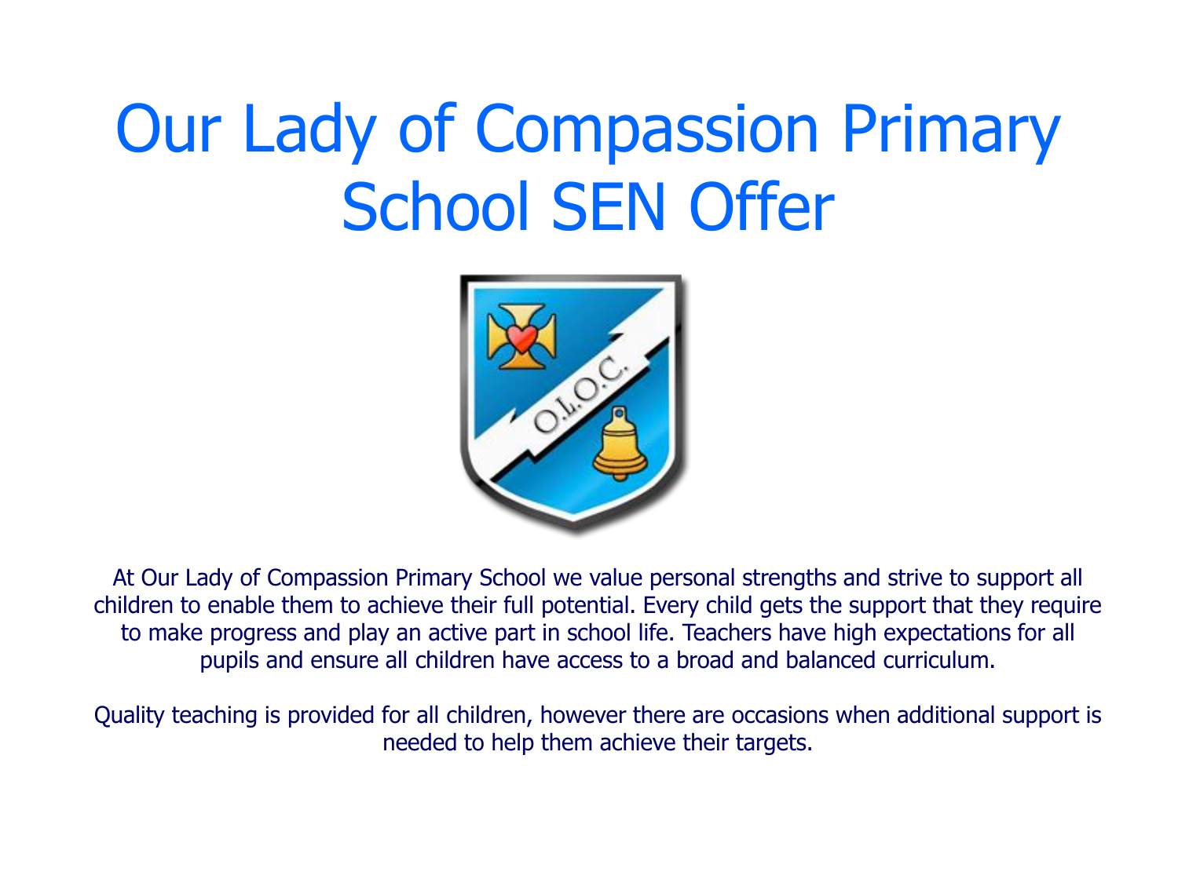# Our Lady of Compassion Primary School SEN Offer

At Our Lady of Compassion Primary School we value personal strengths and strive to support all children to enable them to achieve their full potential. Every child gets the support that they require to make progress and play an active part in school life. Teachers have high expectations for all pupils and ensure all children have access to a broad and balanced curriculum.

Quality teaching is provided for all children, however there are occasions when additional support is needed to help them achieve their targets.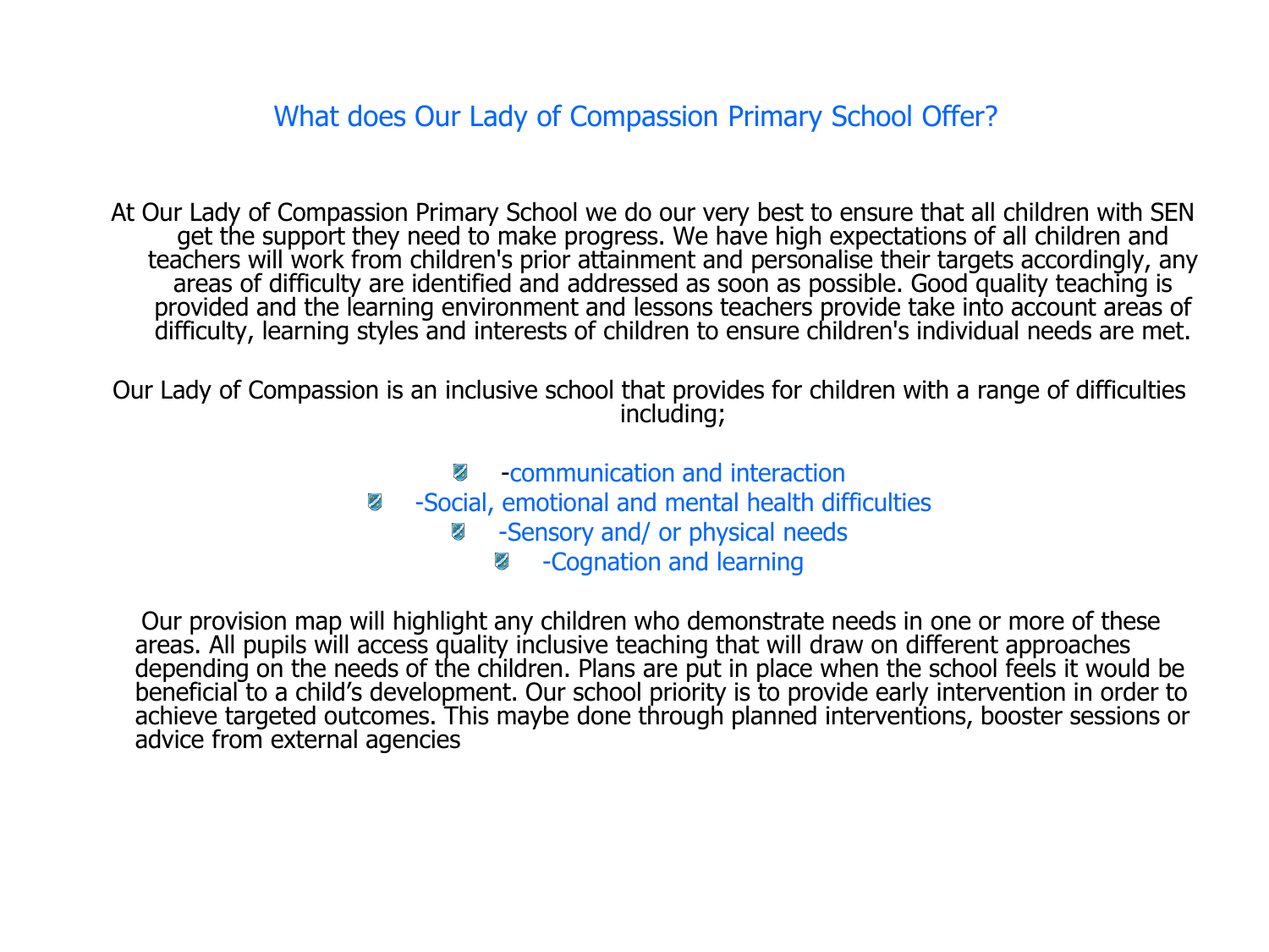# What does Our Lady of Compassion Primary School Offer?

At Our Lady of Compassion Primary School we do our very best to ensure that all children with SEN get the support they need to make progress. We have high expectations of all children and teachers will work from children's prior attainment and personalise their targets accordingly, any areas of difficulty are identified and addressed as soon as possible. Good quality teaching is provided and the learning environment and lessons teachers provide take into account areas of difficulty, learning styles and interests of children to ensure children's individual needs are met.

Our Lady of Compassion is an inclusive school that provides for children with a range of difficulties including;

- -communication and interaction
- -Social, emotional and mental health difficulties
- -Sensory and/ or physical needs
- -Cognation and learning

Our provision map will highlight any children who demonstrate needs in one or more of these areas. All pupils will access quality inclusive teaching that will draw on different approaches depending on the needs of the children. Plans are put in place when the school feels it would be beneficial to a child's development. Our school priority is to provide early intervention in order to achieve targeted outcomes. This maybe done through planned interventions, booster sessions or advice from external agencies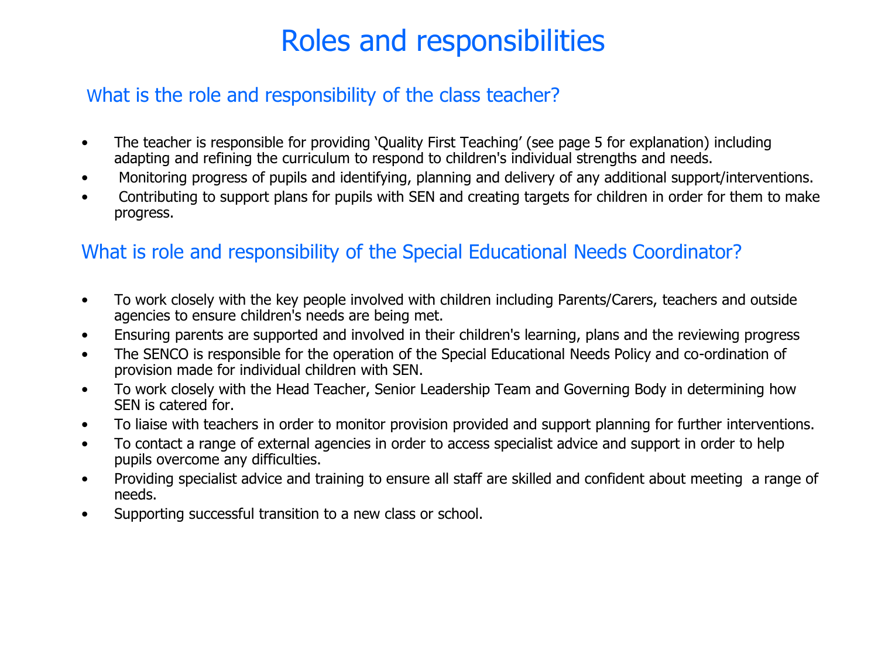# Roles and responsibilities

## What is the role and responsibility of the class teacher?

- The teacher is responsible for providing 'Quality First Teaching' (see page 5 for explanation) including adapting and refining the curriculum to respond to children's individual strengths and needs.
- Monitoring progress of pupils and identifying, planning and delivery of any additional support/interventions.
- Contributing to support plans for pupils with SEN and creating targets for children in order for them to make progress.

## What is role and responsibility of the Special Educational Needs Coordinator?

- To work closely with the key people involved with children including Parents/Carers, teachers and outside agencies to ensure children's needs are being met.
- Ensuring parents are supported and involved in their children's learning, plans and the reviewing progress
- The SENCO is responsible for the operation of the Special Educational Needs Policy and co-ordination of provision made for individual children with SEN.
- To work closely with the Head Teacher, Senior Leadership Team and Governing Body in determining how SEN is catered for.
- To liaise with teachers in order to monitor provision provided and support planning for further interventions.
- To contact a range of external agencies in order to access specialist advice and support in order to help pupils overcome any difficulties.
- Providing specialist advice and training to ensure all staff are skilled and confident about meeting a range of needs.
- Supporting successful transition to a new class or school.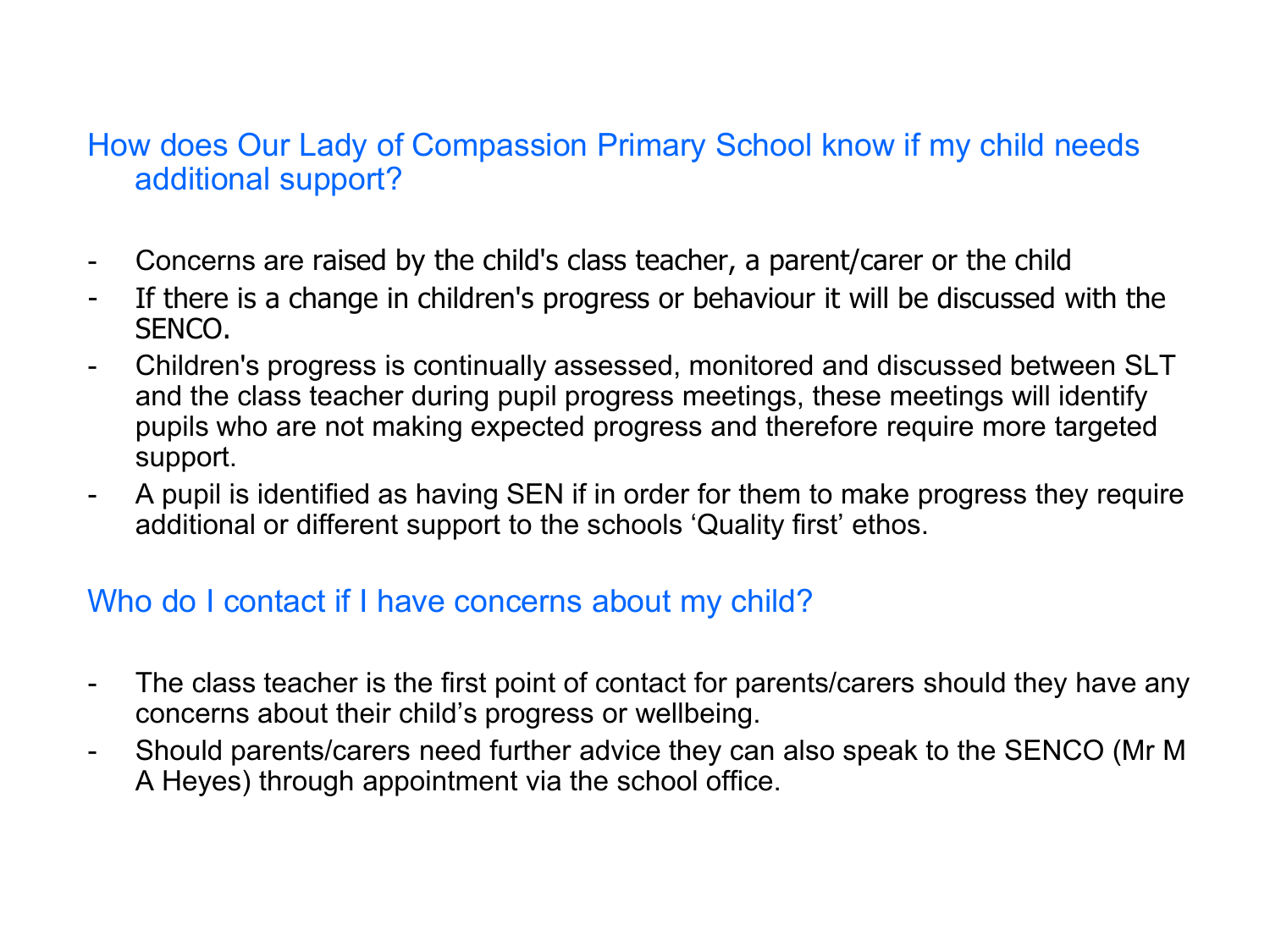## How does Our Lady of Compassion Primary School know if my child needs additional support?

- Concerns are raised by the child's class teacher, a parent/carer or the child
- If there is a change in children's progress or behaviour it will be discussed with the SENCO.
- Children's progress is continually assessed, monitored and discussed between SLT and the class teacher during pupil progress meetings, these meetings will identify pupils who are not making expected progress and therefore require more targeted support.
- A pupil is identified as having SEN if in order for them to make progress they require additional or different support to the schools 'Quality first' ethos.

## Who do I contact if I have concerns about my child?

- The class teacher is the first point of contact for parents/carers should they have any concerns about their child's progress or wellbeing.
- Should parents/carers need further advice they can also speak to the SENCO (Mr M A Heyes) through appointment via the school office.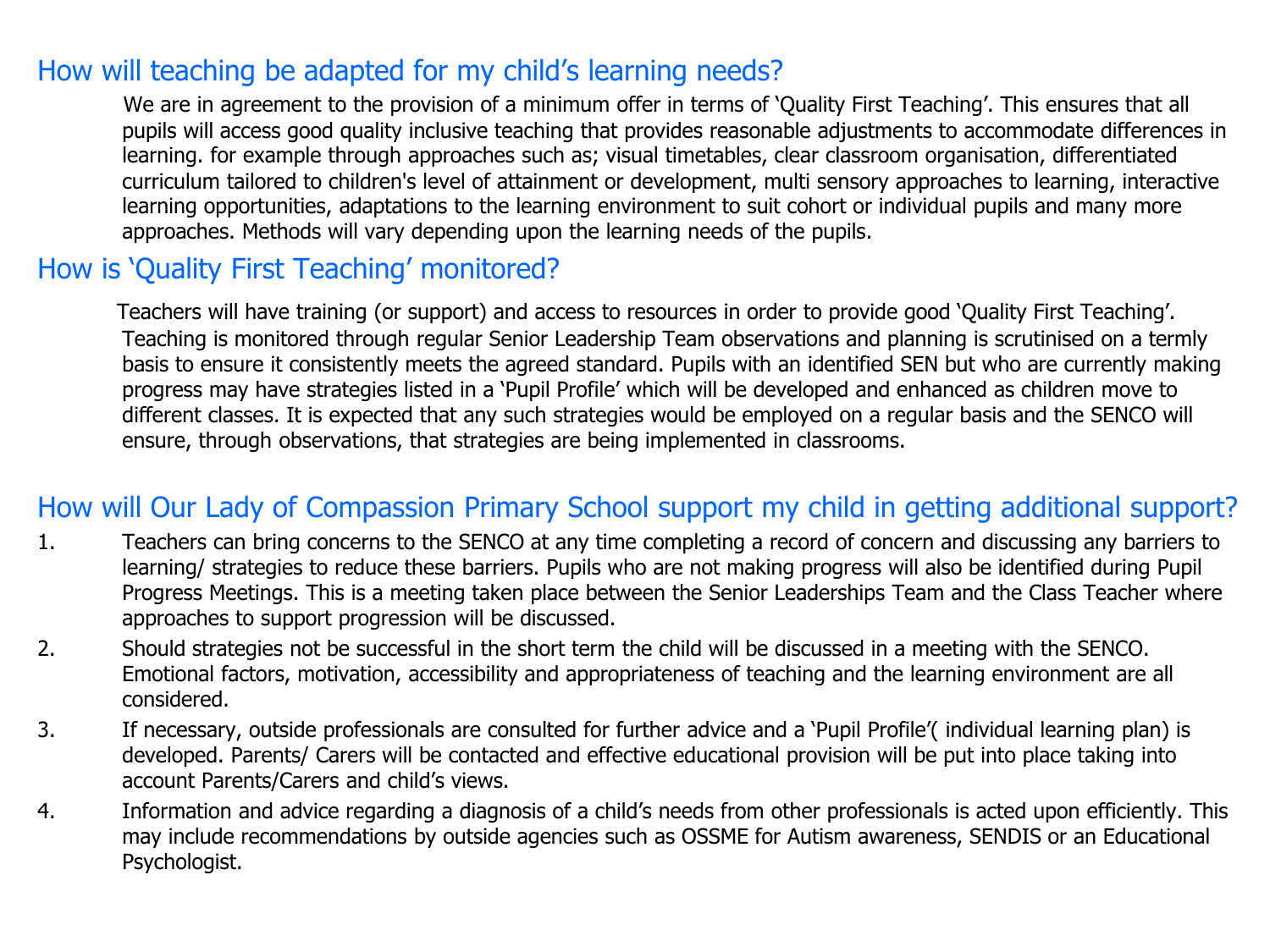## How will teaching be adapted for my child's learning needs?

We are in agreement to the provision of a minimum offer in terms of 'Quality First Teaching'. This ensures that all pupils will access good quality inclusive teaching that provides reasonable adjustments to accommodate differences in learning. for example through approaches such as; visual timetables, clear classroom organisation, differentiated curriculum tailored to children's level of attainment or development, multi sensory approaches to learning, interactive learning opportunities, adaptations to the learning environment to suit cohort or individual pupils and many more approaches. Methods will vary depending upon the learning needs of the pupils.

## How is 'Quality First Teaching' monitored?

Teachers will have training (or support) and access to resources in order to provide good 'Quality First Teaching'. Teaching is monitored through regular Senior Leadership Team observations and planning is scrutinised on a termly basis to ensure it consistently meets the agreed standard. Pupils with an identified SEN but who are currently making progress may have strategies listed in a 'Pupil Profile' which will be developed and enhanced as children move to different classes. It is expected that any such strategies would be employed on a regular basis and the SENCO will ensure, through observations, that strategies are being implemented in classrooms.

## How will Our Lady of Compassion Primary School support my child in getting additional support?

1. Teachers can bring concerns to the SENCO at any time completing a record of concern and discussing any barriers to learning/ strategies to reduce these barriers. Pupils who are not making progress will also be identified during Pupil Progress Meetings. This is a meeting taken place between the Senior Leaderships Team and the Class Teacher where approaches to support progression will be discussed.
2. Should strategies not be successful in the short term the child will be discussed in a meeting with the SENCO. Emotional factors, motivation, accessibility and appropriateness of teaching and the learning environment are all considered.
3. If necessary, outside professionals are consulted for further advice and a 'Pupil Profile'( individual learning plan) is developed. Parents/ Carers will be contacted and effective educational provision will be put into place taking into account Parents/Carers and child's views.
4. Information and advice regarding a diagnosis of a child's needs from other professionals is acted upon efficiently. This may include recommendations by outside agencies such as OSSME for Autism awareness, SENDIS or an Educational Psychologist.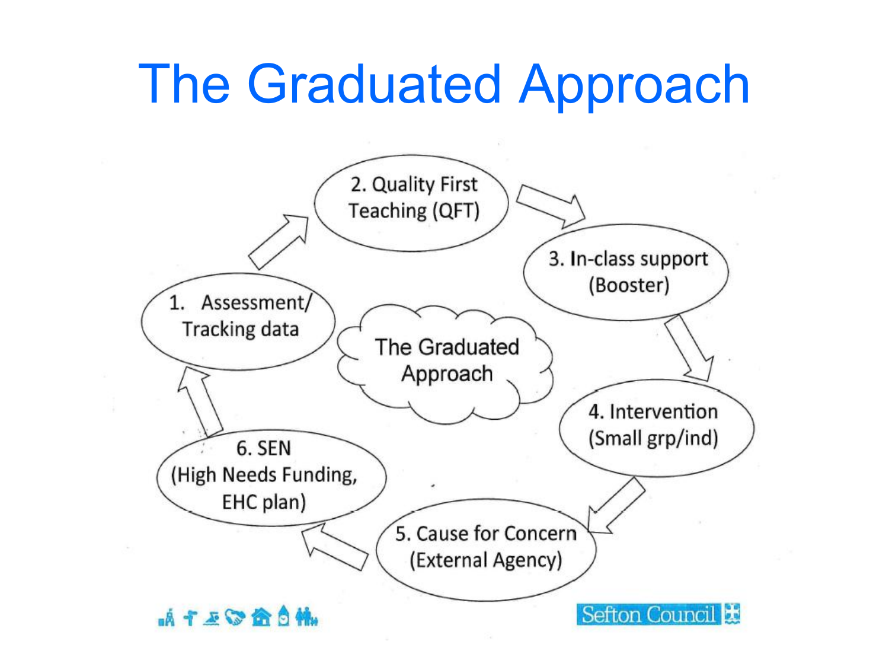# The Graduated Approach

The Graduated Approach

1. Assessment/ Tracking data
2. Quality First Teaching (QFT)
3. In-class support (Booster)
4. Intervention (Small grp/ind)
5. Cause for Concern (External Agency)
6. SEN (High Needs Funding, EHC plan)

Sefton Council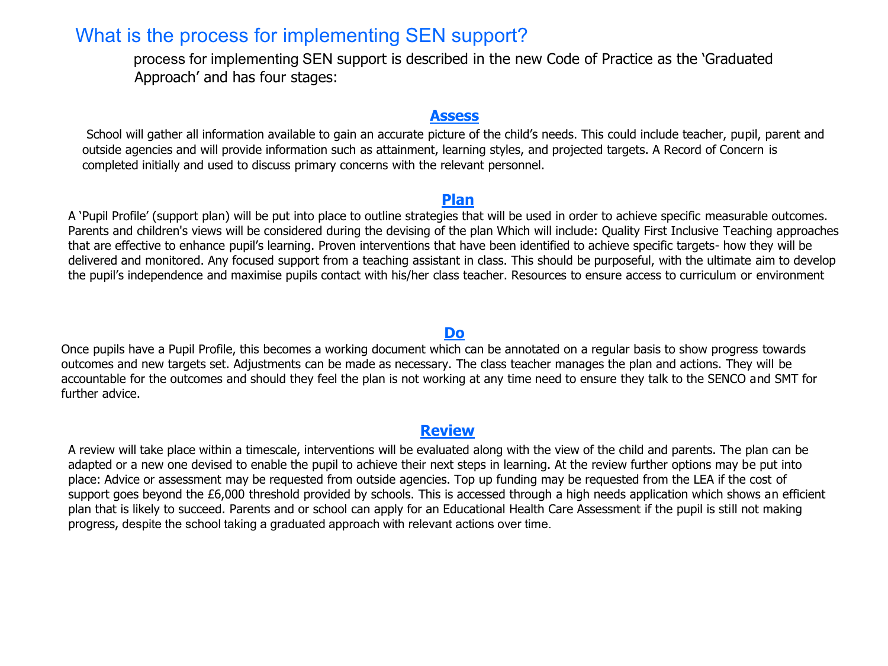# What is the process for implementing SEN support?

process for implementing SEN support is described in the new Code of Practice as the 'Graduated Approach' and has four stages:

## Assess

School will gather all information available to gain an accurate picture of the child's needs. This could include teacher, pupil, parent and outside agencies and will provide information such as attainment, learning styles, and projected targets. A Record of Concern is completed initially and used to discuss primary concerns with the relevant personnel.

## Plan

A 'Pupil Profile' (support plan) will be put into place to outline strategies that will be used in order to achieve specific measurable outcomes. Parents and children's views will be considered during the devising of the plan Which will include: Quality First Inclusive Teaching approaches that are effective to enhance pupil's learning. Proven interventions that have been identified to achieve specific targets- how they will be delivered and monitored. Any focused support from a teaching assistant in class. This should be purposeful, with the ultimate aim to develop the pupil's independence and maximise pupils contact with his/her class teacher. Resources to ensure access to curriculum or environment

## Do

Once pupils have a Pupil Profile, this becomes a working document which can be annotated on a regular basis to show progress towards outcomes and new targets set. Adjustments can be made as necessary. The class teacher manages the plan and actions. They will be accountable for the outcomes and should they feel the plan is not working at any time need to ensure they talk to the SENCO and SMT for further advice.

## Review

A review will take place within a timescale, interventions will be evaluated along with the view of the child and parents. The plan can be adapted or a new one devised to enable the pupil to achieve their next steps in learning. At the review further options may be put into place: Advice or assessment may be requested from outside agencies. Top up funding may be requested from the LEA if the cost of support goes beyond the £6,000 threshold provided by schools. This is accessed through a high needs application which shows an efficient plan that is likely to succeed. Parents and or school can apply for an Educational Health Care Assessment if the pupil is still not making progress, despite the school taking a graduated approach with relevant actions over time.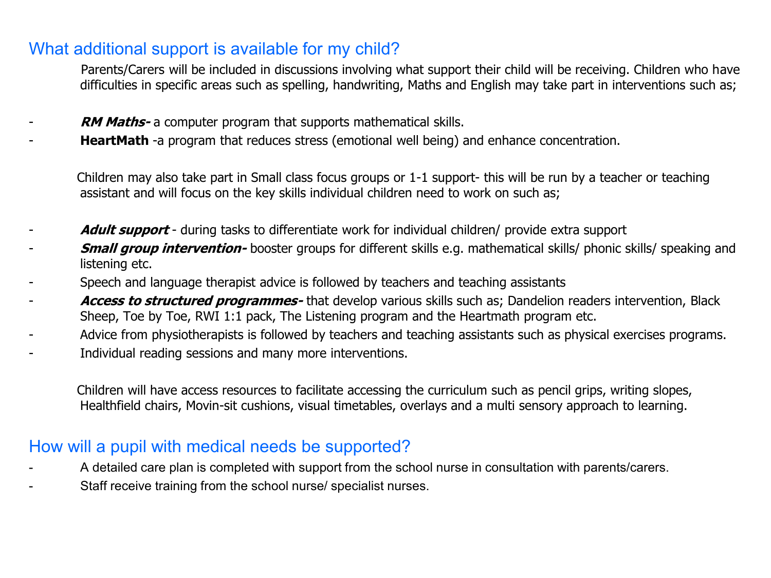## What additional support is available for my child?

Parents/Carers will be included in discussions involving what support their child will be receiving. Children who have difficulties in specific areas such as spelling, handwriting, Maths and English may take part in interventions such as;

- ***RM Maths-*** a computer program that supports mathematical skills.
- **HeartMath** -a program that reduces stress (emotional well being) and enhance concentration.

Children may also take part in Small class focus groups or 1-1 support- this will be run by a teacher or teaching assistant and will focus on the key skills individual children need to work on such as;

- ***Adult support*** - during tasks to differentiate work for individual children/ provide extra support
- ***Small group intervention-*** booster groups for different skills e.g. mathematical skills/ phonic skills/ speaking and listening etc.
- Speech and language therapist advice is followed by teachers and teaching assistants
- ***Access to structured programmes-*** that develop various skills such as; Dandelion readers intervention, Black Sheep, Toe by Toe, RWI 1:1 pack, The Listening program and the Heartmath program etc.
- Advice from physiotherapists is followed by teachers and teaching assistants such as physical exercises programs.
- Individual reading sessions and many more interventions.

Children will have access resources to facilitate accessing the curriculum such as pencil grips, writing slopes, Healthfield chairs, Movin-sit cushions, visual timetables, overlays and a multi sensory approach to learning.

## How will a pupil with medical needs be supported?

- A detailed care plan is completed with support from the school nurse in consultation with parents/carers.
- Staff receive training from the school nurse/ specialist nurses.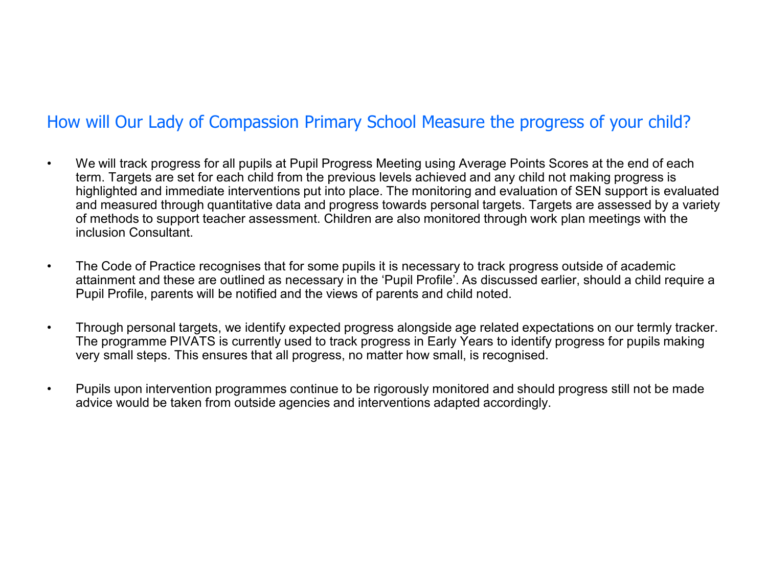## How will Our Lady of Compassion Primary School Measure the progress of your child?

- We will track progress for all pupils at Pupil Progress Meeting using Average Points Scores at the end of each term. Targets are set for each child from the previous levels achieved and any child not making progress is highlighted and immediate interventions put into place. The monitoring and evaluation of SEN support is evaluated and measured through quantitative data and progress towards personal targets. Targets are assessed by a variety of methods to support teacher assessment. Children are also monitored through work plan meetings with the inclusion Consultant.

- The Code of Practice recognises that for some pupils it is necessary to track progress outside of academic attainment and these are outlined as necessary in the 'Pupil Profile'. As discussed earlier, should a child require a Pupil Profile, parents will be notified and the views of parents and child noted.

- Through personal targets, we identify expected progress alongside age related expectations on our termly tracker. The programme PIVATS is currently used to track progress in Early Years to identify progress for pupils making very small steps. This ensures that all progress, no matter how small, is recognised.

- Pupils upon intervention programmes continue to be rigorously monitored and should progress still not be made advice would be taken from outside agencies and interventions adapted accordingly.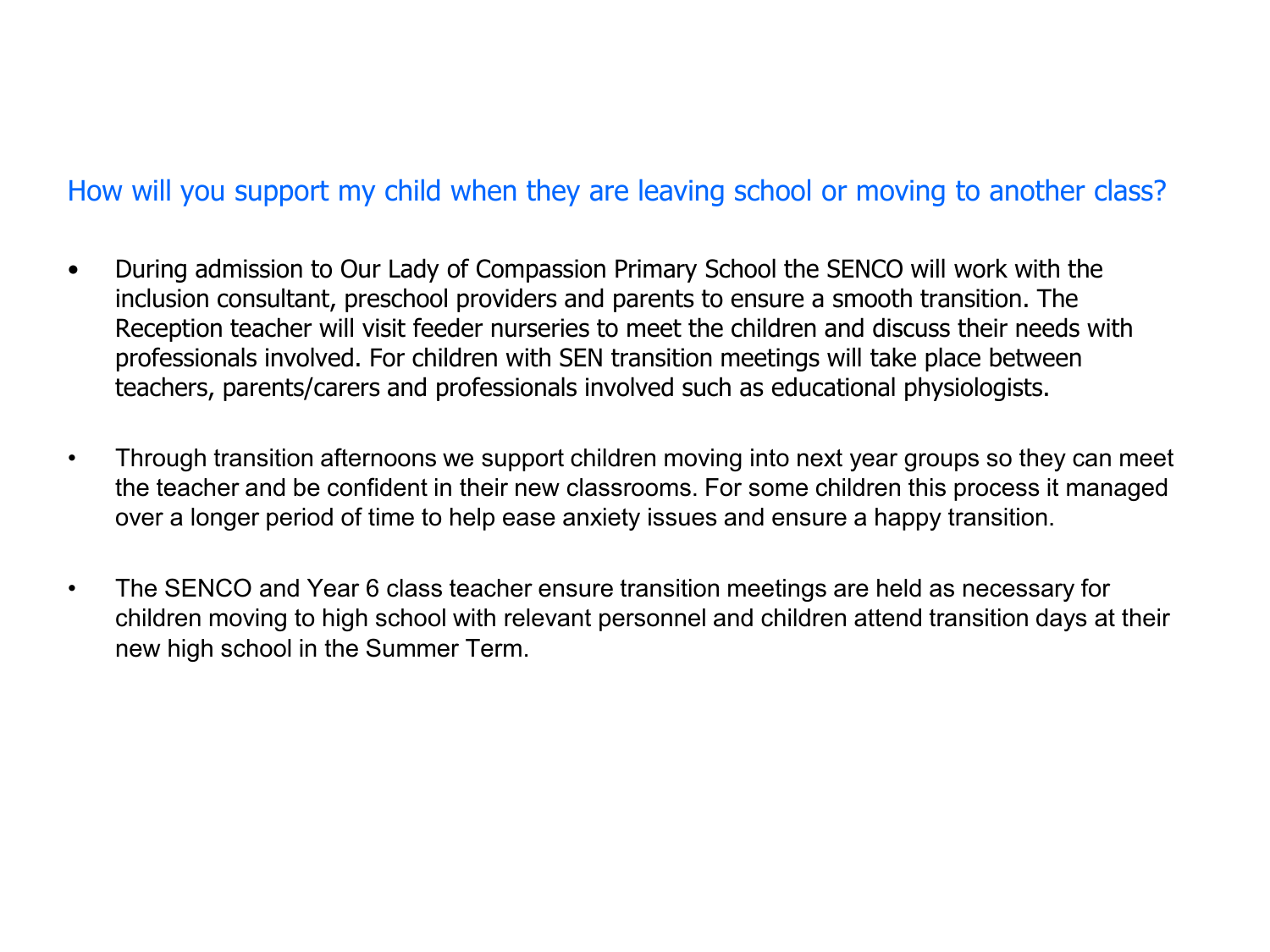## How will you support my child when they are leaving school or moving to another class?

- During admission to Our Lady of Compassion Primary School the SENCO will work with the inclusion consultant, preschool providers and parents to ensure a smooth transition. The Reception teacher will visit feeder nurseries to meet the children and discuss their needs with professionals involved. For children with SEN transition meetings will take place between teachers, parents/carers and professionals involved such as educational physiologists.

- Through transition afternoons we support children moving into next year groups so they can meet the teacher and be confident in their new classrooms. For some children this process it managed over a longer period of time to help ease anxiety issues and ensure a happy transition.

- The SENCO and Year 6 class teacher ensure transition meetings are held as necessary for children moving to high school with relevant personnel and children attend transition days at their new high school in the Summer Term.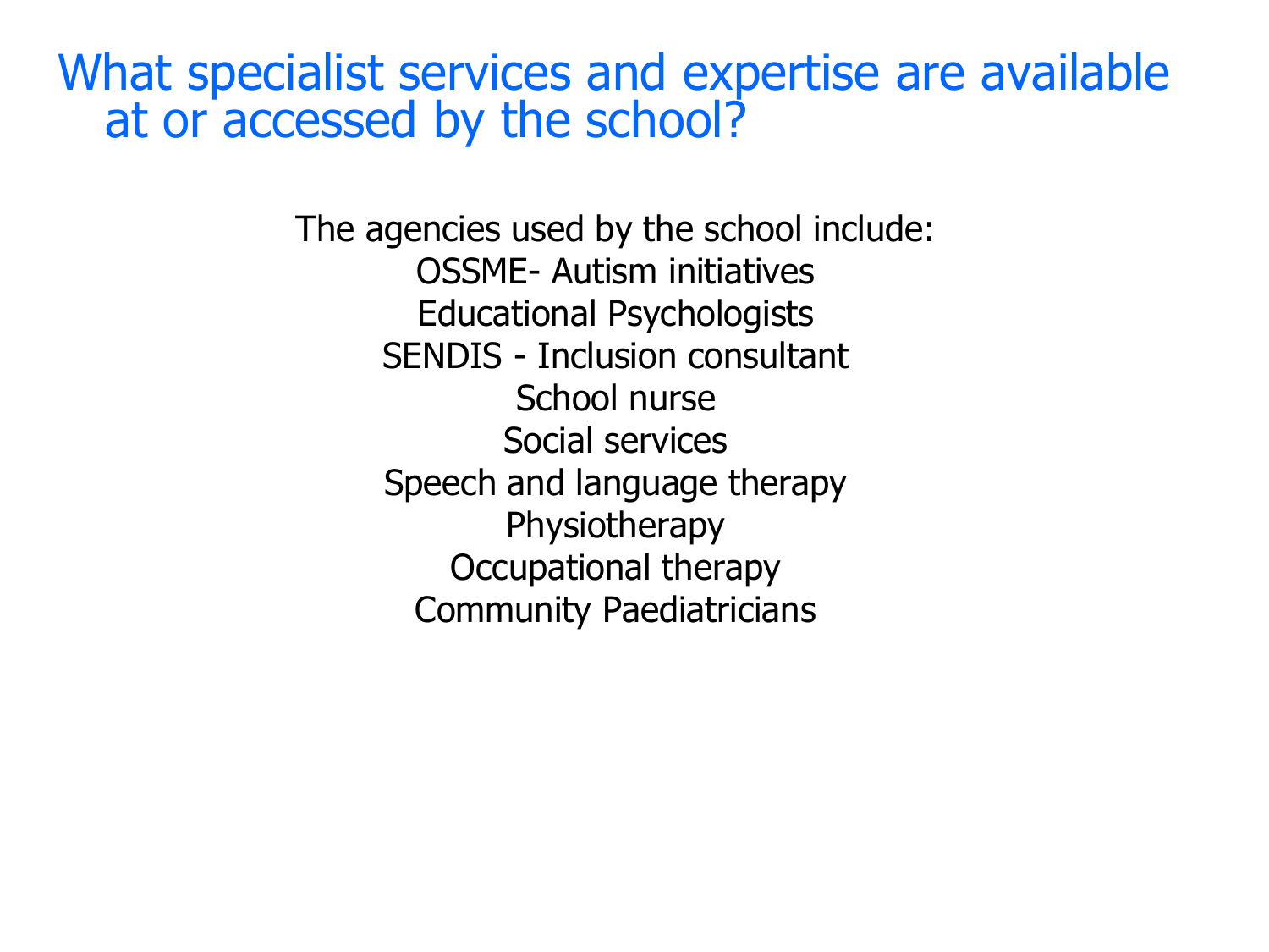# What specialist services and expertise are available at or accessed by the school?

The agencies used by the school include:

OSSME- Autism initiatives

Educational Psychologists

SENDIS - Inclusion consultant

School nurse

Social services

Speech and language therapy

Physiotherapy

Occupational therapy

Community Paediatricians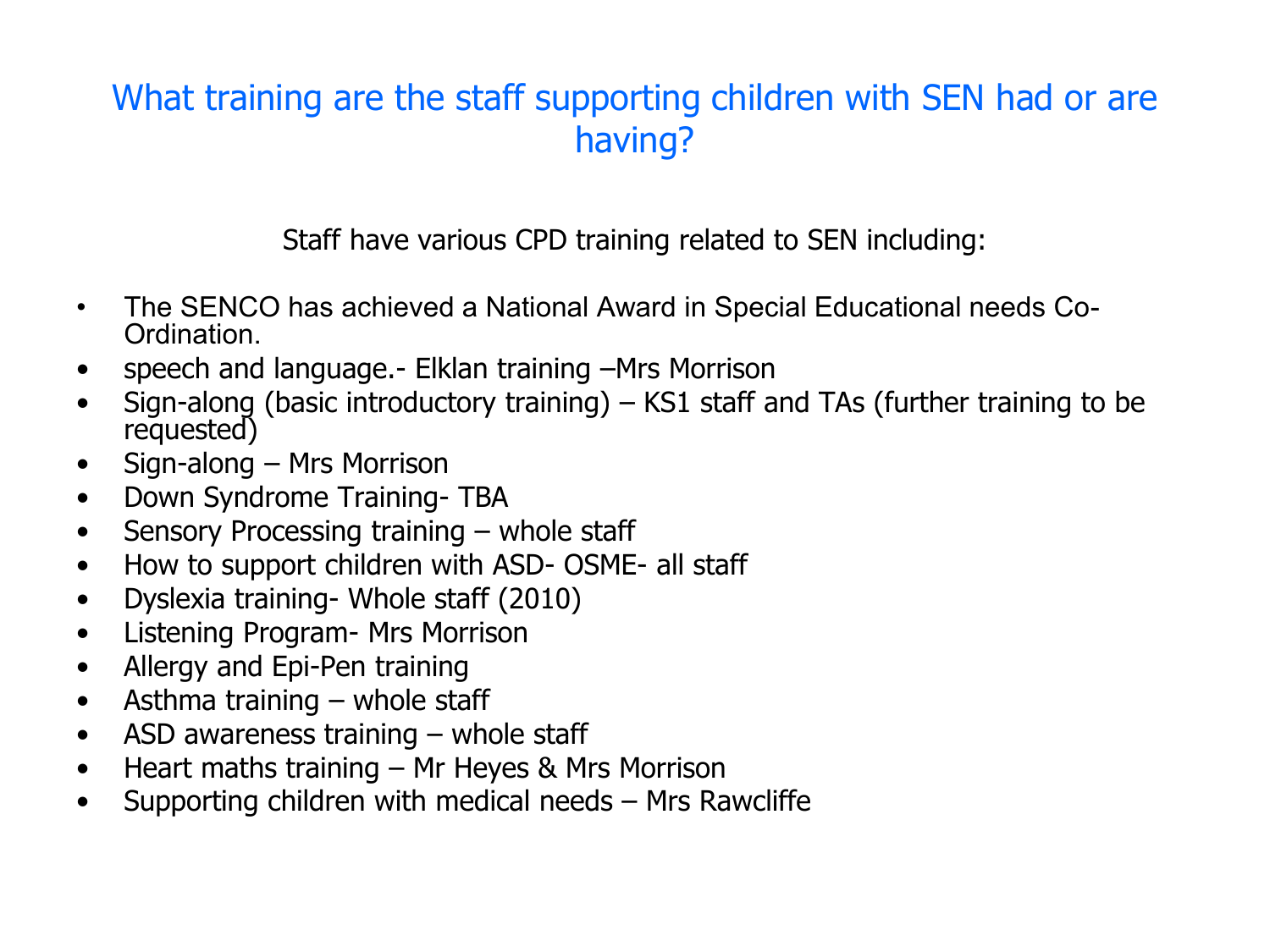## What training are the staff supporting children with SEN had or are having?

Staff have various CPD training related to SEN including:

- The SENCO has achieved a National Award in Special Educational needs Co-Ordination.
- speech and language.- Elklan training –Mrs Morrison
- Sign-along (basic introductory training) – KS1 staff and TAs (further training to be requested)
- Sign-along – Mrs Morrison
- Down Syndrome Training- TBA
- Sensory Processing training – whole staff
- How to support children with ASD- OSME- all staff
- Dyslexia training- Whole staff (2010)
- Listening Program- Mrs Morrison
- Allergy and Epi-Pen training
- Asthma training – whole staff
- ASD awareness training – whole staff
- Heart maths training – Mr Heyes & Mrs Morrison
- Supporting children with medical needs – Mrs Rawcliffe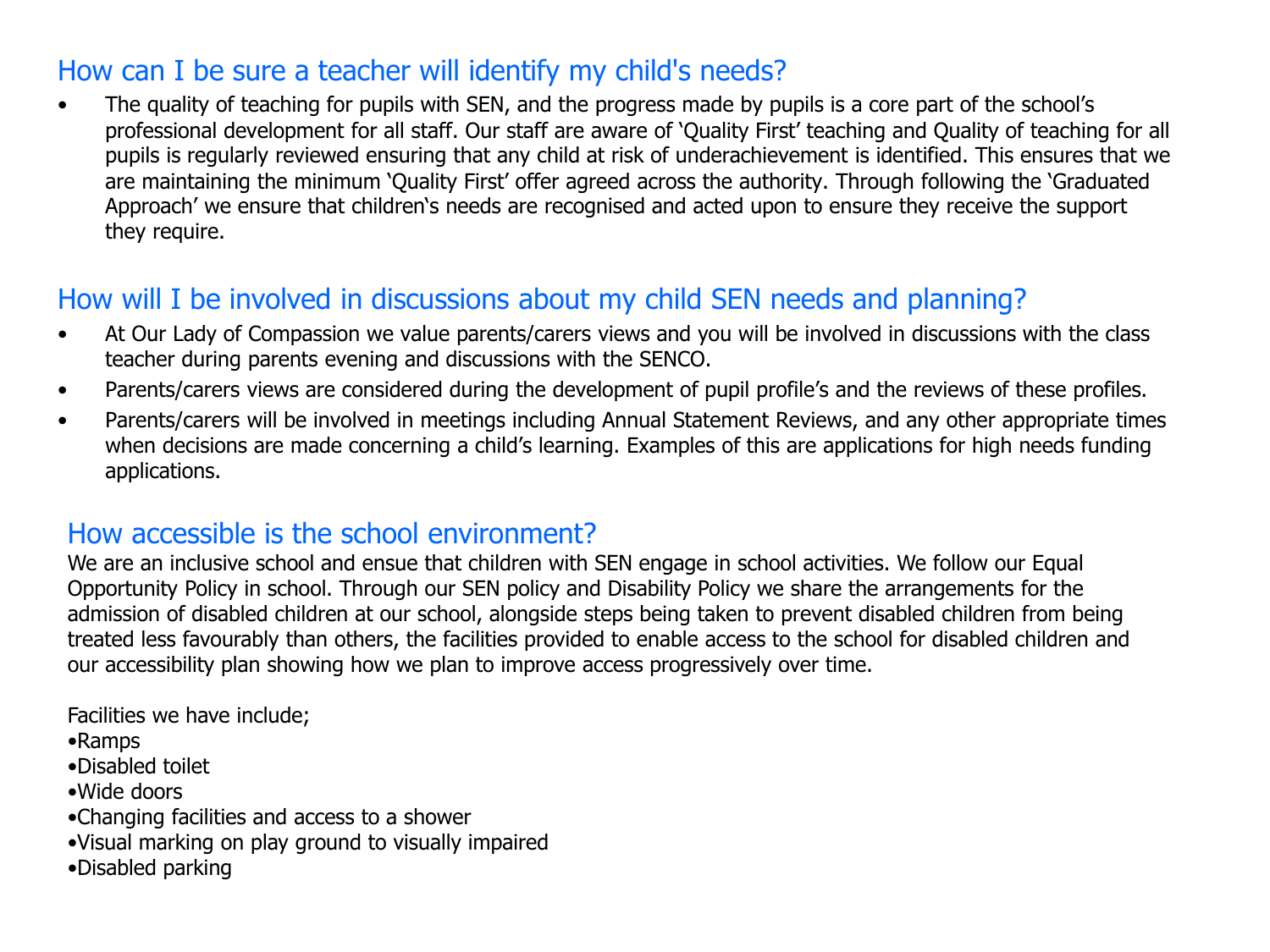## How can I be sure a teacher will identify my child's needs?

- The quality of teaching for pupils with SEN, and the progress made by pupils is a core part of the school's professional development for all staff. Our staff are aware of 'Quality First' teaching and Quality of teaching for all pupils is regularly reviewed ensuring that any child at risk of underachievement is identified. This ensures that we are maintaining the minimum 'Quality First' offer agreed across the authority. Through following the 'Graduated Approach' we ensure that children's needs are recognised and acted upon to ensure they receive the support they require.

## How will I be involved in discussions about my child SEN needs and planning?

- At Our Lady of Compassion we value parents/carers views and you will be involved in discussions with the class teacher during parents evening and discussions with the SENCO.
- Parents/carers views are considered during the development of pupil profile's and the reviews of these profiles.
- Parents/carers will be involved in meetings including Annual Statement Reviews, and any other appropriate times when decisions are made concerning a child's learning. Examples of this are applications for high needs funding applications.

## How accessible is the school environment?

We are an inclusive school and ensue that children with SEN engage in school activities. We follow our Equal Opportunity Policy in school. Through our SEN policy and Disability Policy we share the arrangements for the admission of disabled children at our school, alongside steps being taken to prevent disabled children from being treated less favourably than others, the facilities provided to enable access to the school for disabled children and our accessibility plan showing how we plan to improve access progressively over time.

Facilities we have include;

- Ramps
- Disabled toilet
- Wide doors
- Changing facilities and access to a shower
- Visual marking on play ground to visually impaired
- Disabled parking